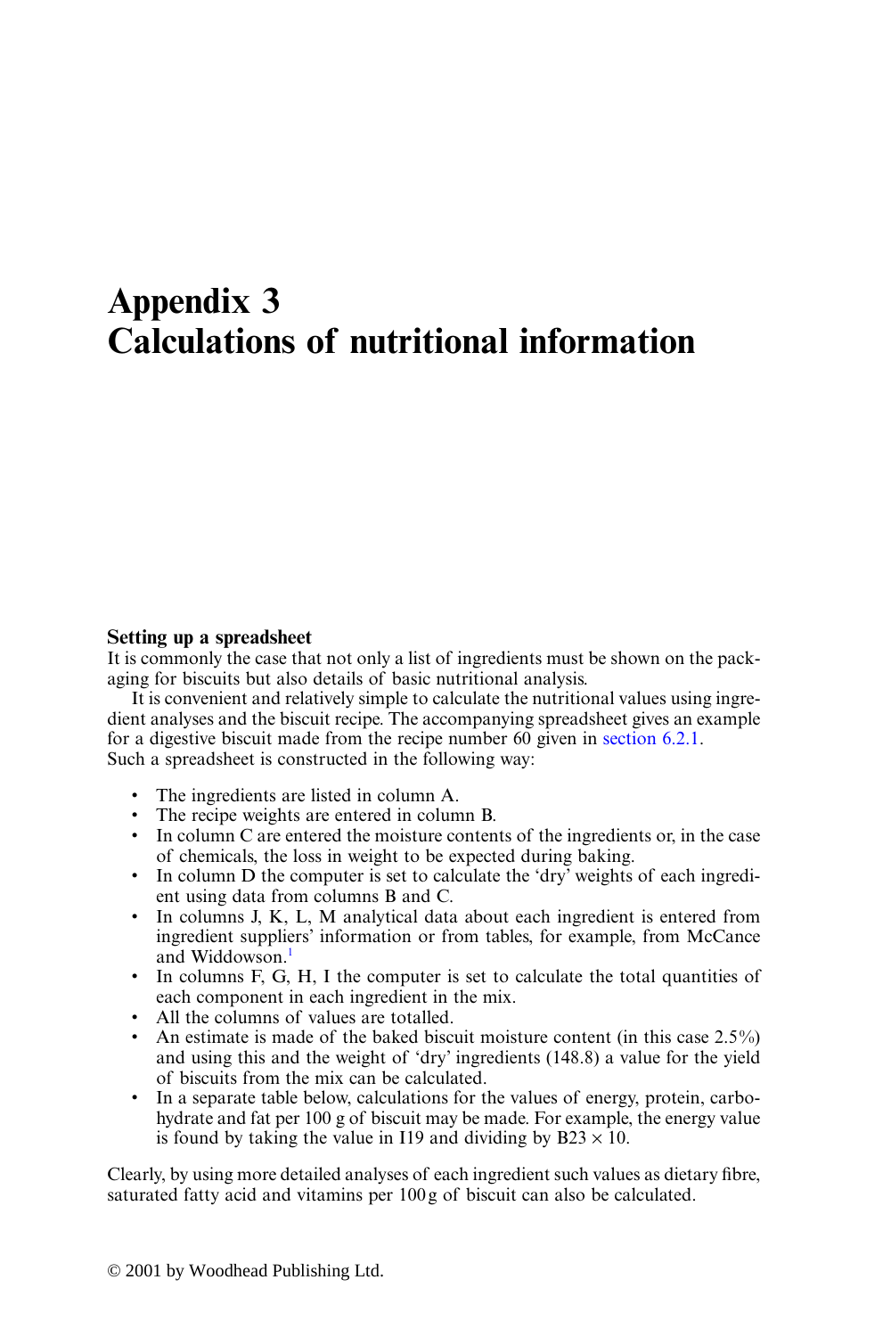# Appendix 3
# Calculations of nutritional information

### Setting up a spreadsheet

It is commonly the case that not only a list of ingredients must be shown on the packaging for biscuits but also details of basic nutritional analysis.

It is convenient and relatively simple to calculate the nutritional values using ingredient analyses and the biscuit recipe. The accompanying spreadsheet gives an example for a digestive biscuit made from the recipe number 60 given in section 6.2.1. Such a spreadsheet is constructed in the following way:

- The ingredients are listed in column A.
- The recipe weights are entered in column B.
- In column C are entered the moisture contents of the ingredients or, in the case of chemicals, the loss in weight to be expected during baking.
- In column D the computer is set to calculate the 'dry' weights of each ingredient using data from columns B and C.
- In columns J, K, L, M analytical data about each ingredient is entered from ingredient suppliers' information or from tables, for example, from McCance and Widdowson.[1]
- In columns F, G, H, I the computer is set to calculate the total quantities of each component in each ingredient in the mix.
- All the columns of values are totalled.
- An estimate is made of the baked biscuit moisture content (in this case 2.5%) and using this and the weight of 'dry' ingredients (148.8) a value for the yield of biscuits from the mix can be calculated.
- In a separate table below, calculations for the values of energy, protein, carbohydrate and fat per 100 g of biscuit may be made. For example, the energy value is found by taking the value in I19 and dividing by B23 × 10.

Clearly, by using more detailed analyses of each ingredient such values as dietary fibre, saturated fatty acid and vitamins per 100 g of biscuit can also be calculated.

© 2001 by Woodhead Publishing Ltd.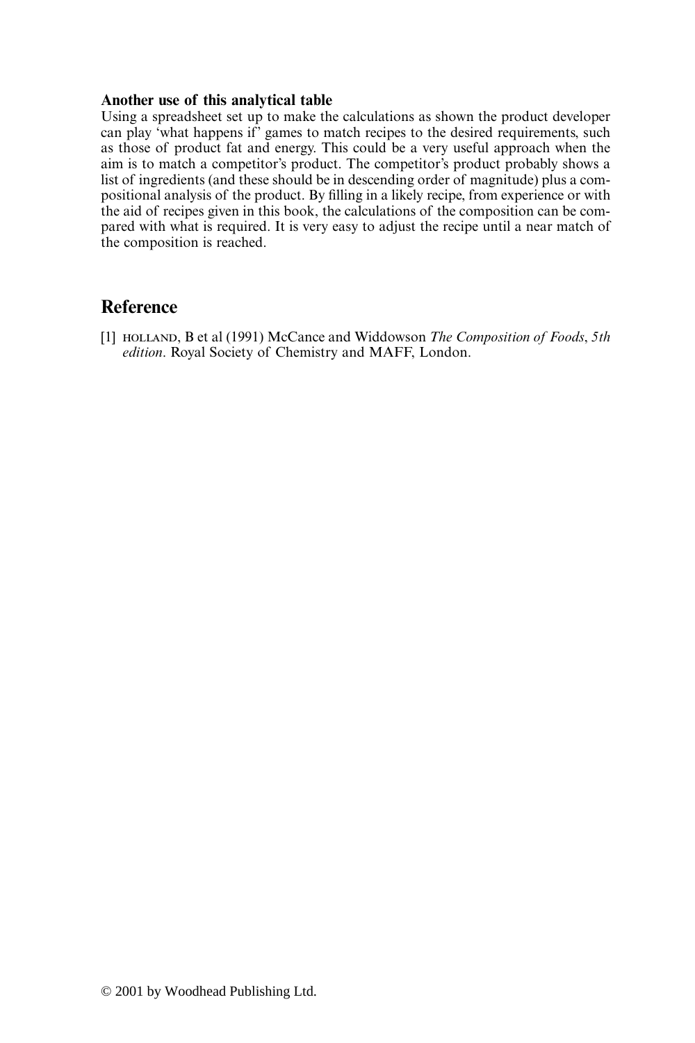**Another use of this analytical table**

Using a spreadsheet set up to make the calculations as shown the product developer can play 'what happens if' games to match recipes to the desired requirements, such as those of product fat and energy. This could be a very useful approach when the aim is to match a competitor's product. The competitor's product probably shows a list of ingredients (and these should be in descending order of magnitude) plus a compositional analysis of the product. By filling in a likely recipe, from experience or with the aid of recipes given in this book, the calculations of the composition can be compared with what is required. It is very easy to adjust the recipe until a near match of the composition is reached.

## Reference

[1] HOLLAND, B et al (1991) McCance and Widdowson *The Composition of Foods*, *5th edition*. Royal Society of Chemistry and MAFF, London.

© 2001 by Woodhead Publishing Ltd.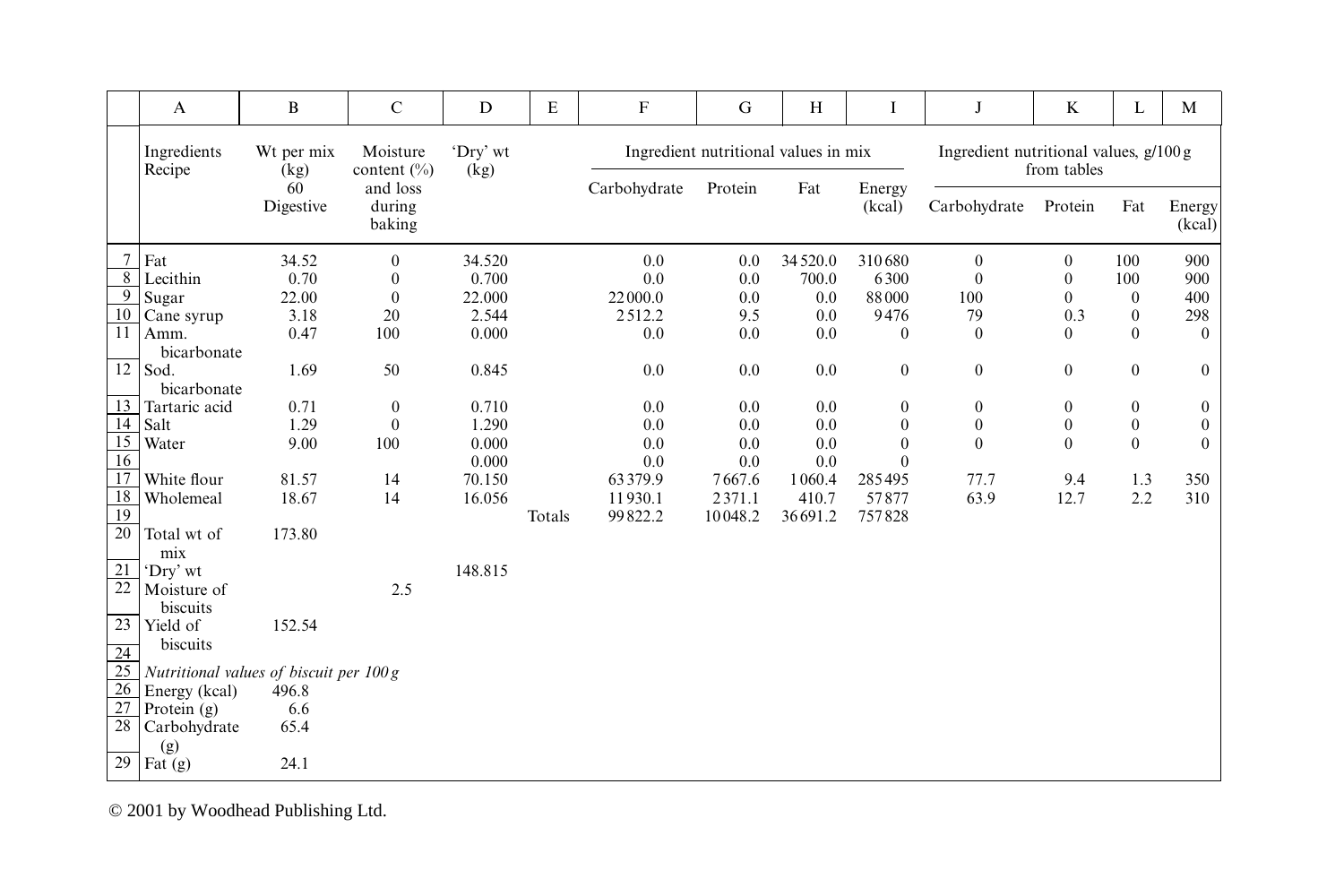| | A | B | C | D | E | F | G | H | I | J | K | L | M |
|---|---|---|---|---|---|---|---|---|---|---|---|---|---|
| | Ingredients Recipe | Wt per mix (kg) 60 Digestive | Moisture content (%) and loss during baking | 'Dry' wt (kg) | | Ingredient nutritional values in mix | | | | Ingredient nutritional values, g/100 g from tables | | | |
| | | | | | | Carbohydrate | Protein | Fat | Energy (kcal) | Carbohydrate | Protein | Fat | Energy (kcal) |
| 7 | Fat | 34.52 | 0 | 34.520 | | 0.0 | 0.0 | 34 520.0 | 310 680 | 0 | 0 | 100 | 900 |
| 8 | Lecithin | 0.70 | 0 | 0.700 | | 0.0 | 0.0 | 700.0 | 6 300 | 0 | 0 | 100 | 900 |
| 9 | Sugar | 22.00 | 0 | 22.000 | | 22 000.0 | 0.0 | 0.0 | 88 000 | 100 | 0 | 0 | 400 |
| 10 | Cane syrup | 3.18 | 20 | 2.544 | | 2 512.2 | 9.5 | 0.0 | 9 476 | 79 | 0.3 | 0 | 298 |
| 11 | Amm. bicarbonate | 0.47 | 100 | 0.000 | | 0.0 | 0.0 | 0.0 | 0 | 0 | 0 | 0 | 0 |
| 12 | Sod. bicarbonate | 1.69 | 50 | 0.845 | | 0.0 | 0.0 | 0.0 | 0 | 0 | 0 | 0 | 0 |
| 13 | Tartaric acid | 0.71 | 0 | 0.710 | | 0.0 | 0.0 | 0.0 | 0 | 0 | 0 | 0 | 0 |
| 14 | Salt | 1.29 | 0 | 1.290 | | 0.0 | 0.0 | 0.0 | 0 | 0 | 0 | 0 | 0 |
| 15 | Water | 9.00 | 100 | 0.000 | | 0.0 | 0.0 | 0.0 | 0 | 0 | 0 | 0 | 0 |
| 16 | | | | 0.000 | | 0.0 | 0.0 | 0.0 | 0 | | | | |
| 17 | White flour | 81.57 | 14 | 70.150 | | 63 379.9 | 7 667.6 | 1 060.4 | 285 495 | 77.7 | 9.4 | 1.3 | 350 |
| 18 | Wholemeal | 18.67 | 14 | 16.056 | | 11 930.1 | 2 371.1 | 410.7 | 57 877 | 63.9 | 12.7 | 2.2 | 310 |
| 19 | | | | | Totals | 99 822.2 | 10 048.2 | 36 691.2 | 757 828 | | | | |
| 20 | Total wt of mix | 173.80 | | | | | | | | | | | |
| 21 | 'Dry' wt | | | 148.815 | | | | | | | | | |
| 22 | Moisture of biscuits | | 2.5 | | | | | | | | | | |
| 23 | Yield of biscuits | 152.54 | | | | | | | | | | | |
| 24 | | | | | | | | | | | | | |
| 25 | *Nutritional values of biscuit per 100 g* | | | | | | | | | | | | |
| 26 | Energy (kcal) | 496.8 | | | | | | | | | | | |
| 27 | Protein (g) | 6.6 | | | | | | | | | | | |
| 28 | Carbohydrate (g) | 65.4 | | | | | | | | | | | |
| 29 | Fat (g) | 24.1 | | | | | | | | | | | |

© 2001 by Woodhead Publishing Ltd.